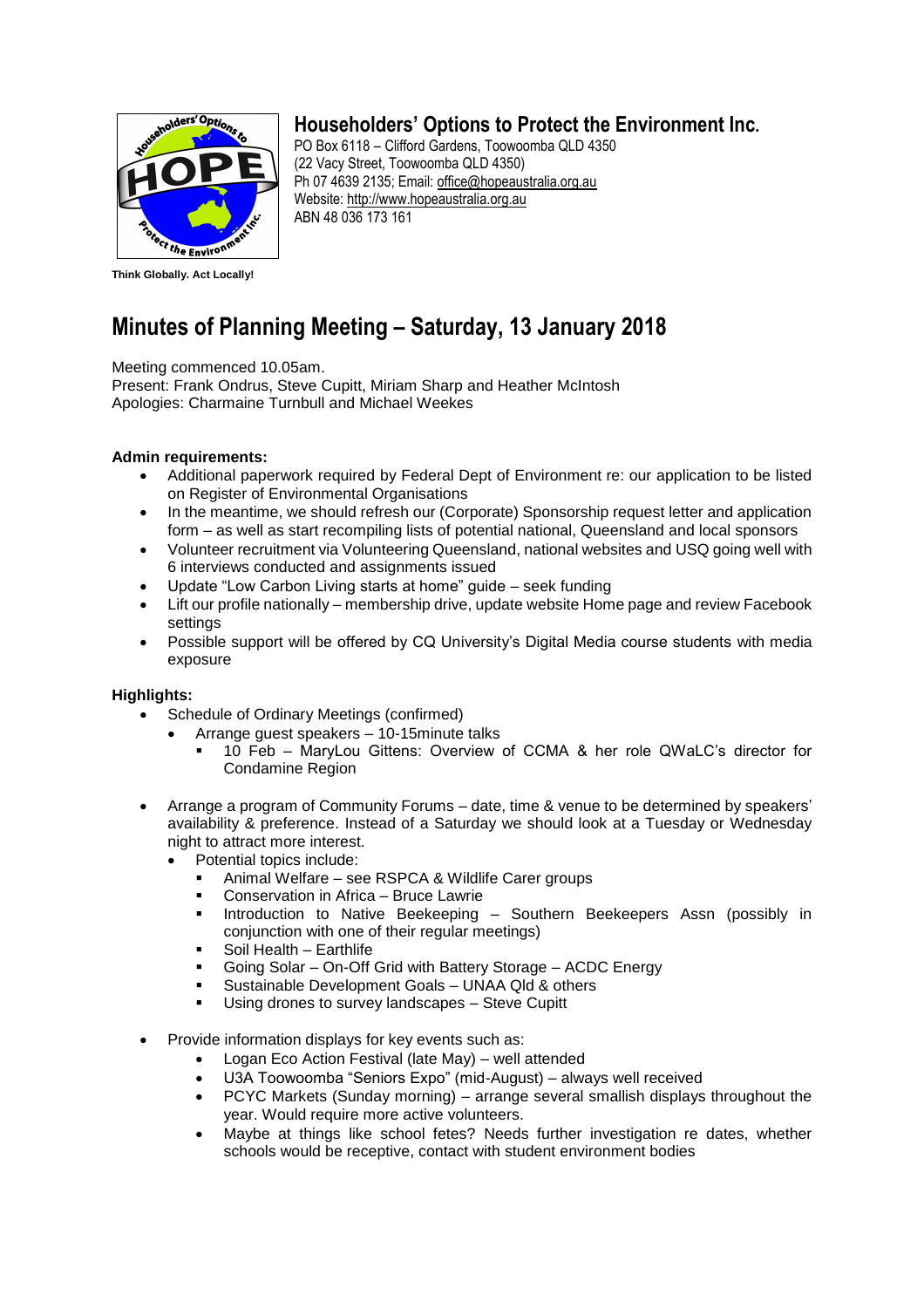**Householders' Options to Protect the Environment Inc.**
PO Box 6118 – Clifford Gardens, Toowoomba QLD 4350
(22 Vacy Street, Toowoomba QLD 4350)
Ph 07 4639 2135; Email: office@hopeaustralia.org.au
Website: http://www.hopeaustralia.org.au
ABN 48 036 173 161

**Think Globally. Act Locally!**

# Minutes of Planning Meeting – Saturday, 13 January 2018

Meeting commenced 10.05am.
Present: Frank Ondrus, Steve Cupitt, Miriam Sharp and Heather McIntosh
Apologies: Charmaine Turnbull and Michael Weekes

**Admin requirements:**

- Additional paperwork required by Federal Dept of Environment re: our application to be listed on Register of Environmental Organisations
- In the meantime, we should refresh our (Corporate) Sponsorship request letter and application form – as well as start recompiling lists of potential national, Queensland and local sponsors
- Volunteer recruitment via Volunteering Queensland, national websites and USQ going well with 6 interviews conducted and assignments issued
- Update "Low Carbon Living starts at home" guide – seek funding
- Lift our profile nationally – membership drive, update website Home page and review Facebook settings
- Possible support will be offered by CQ University's Digital Media course students with media exposure

**Highlights:**

- Schedule of Ordinary Meetings (confirmed)
  - Arrange guest speakers – 10-15minute talks
    - 10 Feb – MaryLou Gittens: Overview of CCMA & her role QWaLC's director for Condamine Region
- Arrange a program of Community Forums – date, time & venue to be determined by speakers' availability & preference. Instead of a Saturday we should look at a Tuesday or Wednesday night to attract more interest.
  - Potential topics include:
    - Animal Welfare – see RSPCA & Wildlife Carer groups
    - Conservation in Africa – Bruce Lawrie
    - Introduction to Native Beekeeping – Southern Beekeepers Assn (possibly in conjunction with one of their regular meetings)
    - Soil Health – Earthlife
    - Going Solar – On-Off Grid with Battery Storage – ACDC Energy
    - Sustainable Development Goals – UNAA Qld & others
    - Using drones to survey landscapes – Steve Cupitt
- Provide information displays for key events such as:
  - Logan Eco Action Festival (late May) – well attended
  - U3A Toowoomba "Seniors Expo" (mid-August) – always well received
  - PCYC Markets (Sunday morning) – arrange several smallish displays throughout the year. Would require more active volunteers.
  - Maybe at things like school fetes? Needs further investigation re dates, whether schools would be receptive, contact with student environment bodies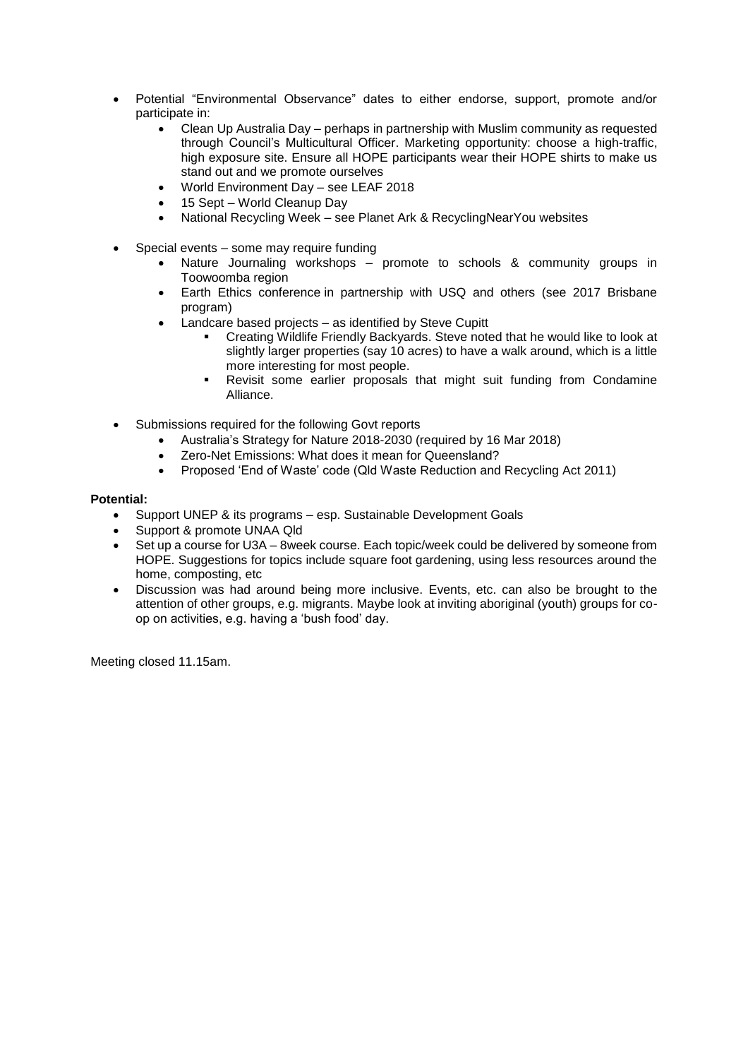- Potential "Environmental Observance" dates to either endorse, support, promote and/or participate in:
  - Clean Up Australia Day – perhaps in partnership with Muslim community as requested through Council's Multicultural Officer. Marketing opportunity: choose a high-traffic, high exposure site. Ensure all HOPE participants wear their HOPE shirts to make us stand out and we promote ourselves
  - World Environment Day – see LEAF 2018
  - 15 Sept – World Cleanup Day
  - National Recycling Week – see Planet Ark & RecyclingNearYou websites

- Special events – some may require funding
  - Nature Journaling workshops – promote to schools & community groups in Toowoomba region
  - Earth Ethics conference in partnership with USQ and others (see 2017 Brisbane program)
  - Landcare based projects – as identified by Steve Cupitt
    - Creating Wildlife Friendly Backyards. Steve noted that he would like to look at slightly larger properties (say 10 acres) to have a walk around, which is a little more interesting for most people.
    - Revisit some earlier proposals that might suit funding from Condamine Alliance.

- Submissions required for the following Govt reports
  - Australia's Strategy for Nature 2018-2030 (required by 16 Mar 2018)
  - Zero-Net Emissions: What does it mean for Queensland?
  - Proposed 'End of Waste' code (Qld Waste Reduction and Recycling Act 2011)

**Potential:**

- Support UNEP & its programs – esp. Sustainable Development Goals
- Support & promote UNAA Qld
- Set up a course for U3A – 8week course. Each topic/week could be delivered by someone from HOPE. Suggestions for topics include square foot gardening, using less resources around the home, composting, etc
- Discussion was had around being more inclusive. Events, etc. can also be brought to the attention of other groups, e.g. migrants. Maybe look at inviting aboriginal (youth) groups for co-op on activities, e.g. having a 'bush food' day.

Meeting closed 11.15am.